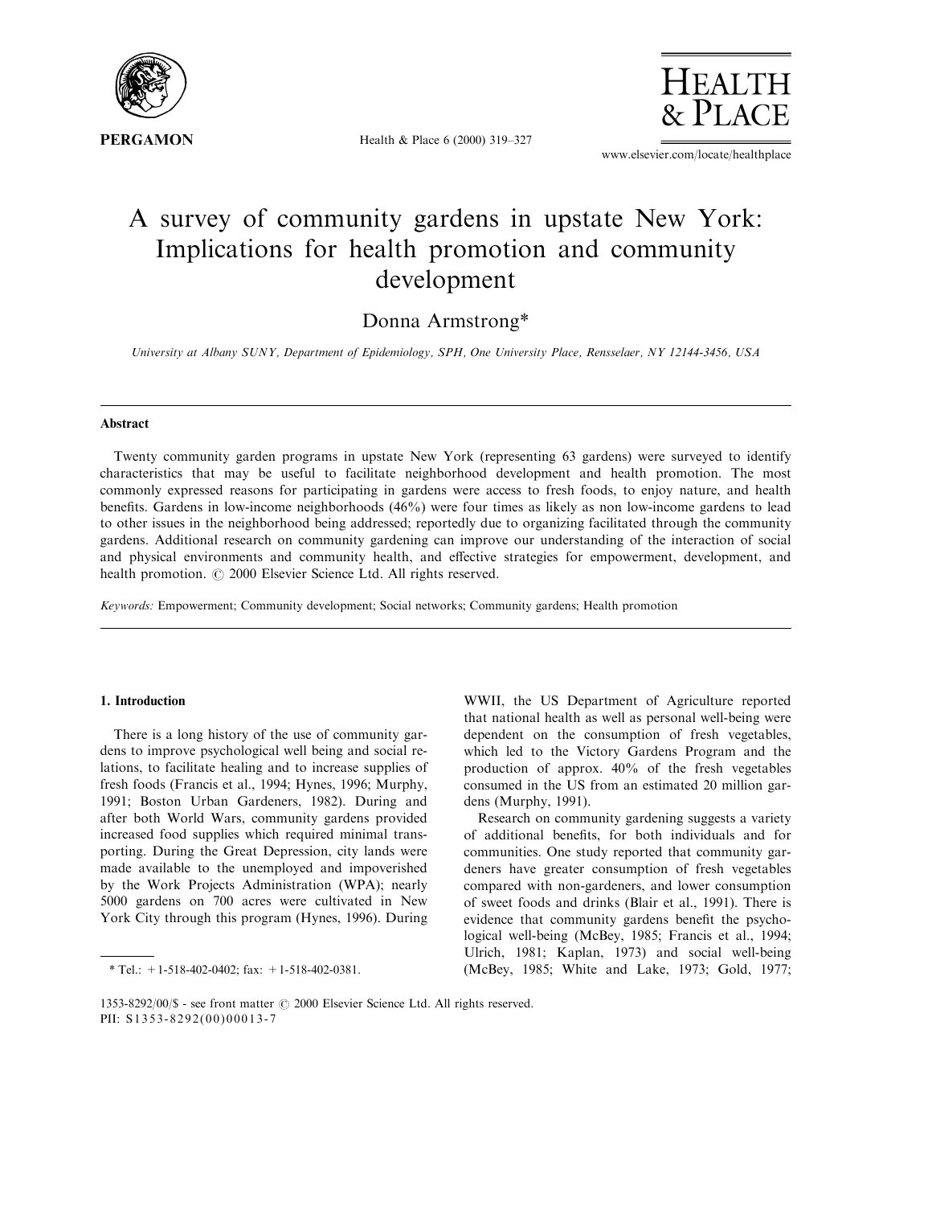# A survey of community gardens in upstate New York: Implications for health promotion and community development

Donna Armstrong*

*University at Albany SUNY, Department of Epidemiology, SPH, One University Place, Rensselaer, NY 12144-3456, USA*

## Abstract

Twenty community garden programs in upstate New York (representing 63 gardens) were surveyed to identify characteristics that may be useful to facilitate neighborhood development and health promotion. The most commonly expressed reasons for participating in gardens were access to fresh foods, to enjoy nature, and health benefits. Gardens in low-income neighborhoods (46%) were four times as likely as non low-income gardens to lead to other issues in the neighborhood being addressed; reportedly due to organizing facilitated through the community gardens. Additional research on community gardening can improve our understanding of the interaction of social and physical environments and community health, and effective strategies for empowerment, development, and health promotion. © 2000 Elsevier Science Ltd. All rights reserved.

*Keywords:* Empowerment; Community development; Social networks; Community gardens; Health promotion

## 1. Introduction

There is a long history of the use of community gardens to improve psychological well being and social relations, to facilitate healing and to increase supplies of fresh foods (Francis et al., 1994; Hynes, 1996; Murphy, 1991; Boston Urban Gardeners, 1982). During and after both World Wars, community gardens provided increased food supplies which required minimal transporting. During the Great Depression, city lands were made available to the unemployed and impoverished by the Work Projects Administration (WPA); nearly 5000 gardens on 700 acres were cultivated in New York City through this program (Hynes, 1996). During WWII, the US Department of Agriculture reported that national health as well as personal well-being were dependent on the consumption of fresh vegetables, which led to the Victory Gardens Program and the production of approx. 40% of the fresh vegetables consumed in the US from an estimated 20 million gardens (Murphy, 1991).

Research on community gardening suggests a variety of additional benefits, for both individuals and for communities. One study reported that community gardeners have greater consumption of fresh vegetables compared with non-gardeners, and lower consumption of sweet foods and drinks (Blair et al., 1991). There is evidence that community gardens benefit the psychological well-being (McBey, 1985; Francis et al., 1994; Ulrich, 1981; Kaplan, 1973) and social well-being (McBey, 1985; White and Lake, 1973; Gold, 1977;

\* Tel.: +1-518-402-0402; fax: +1-518-402-0381.

1353-8292/00/$ - see front matter © 2000 Elsevier Science Ltd. All rights reserved.
PII: S1353-8292(00)00013-7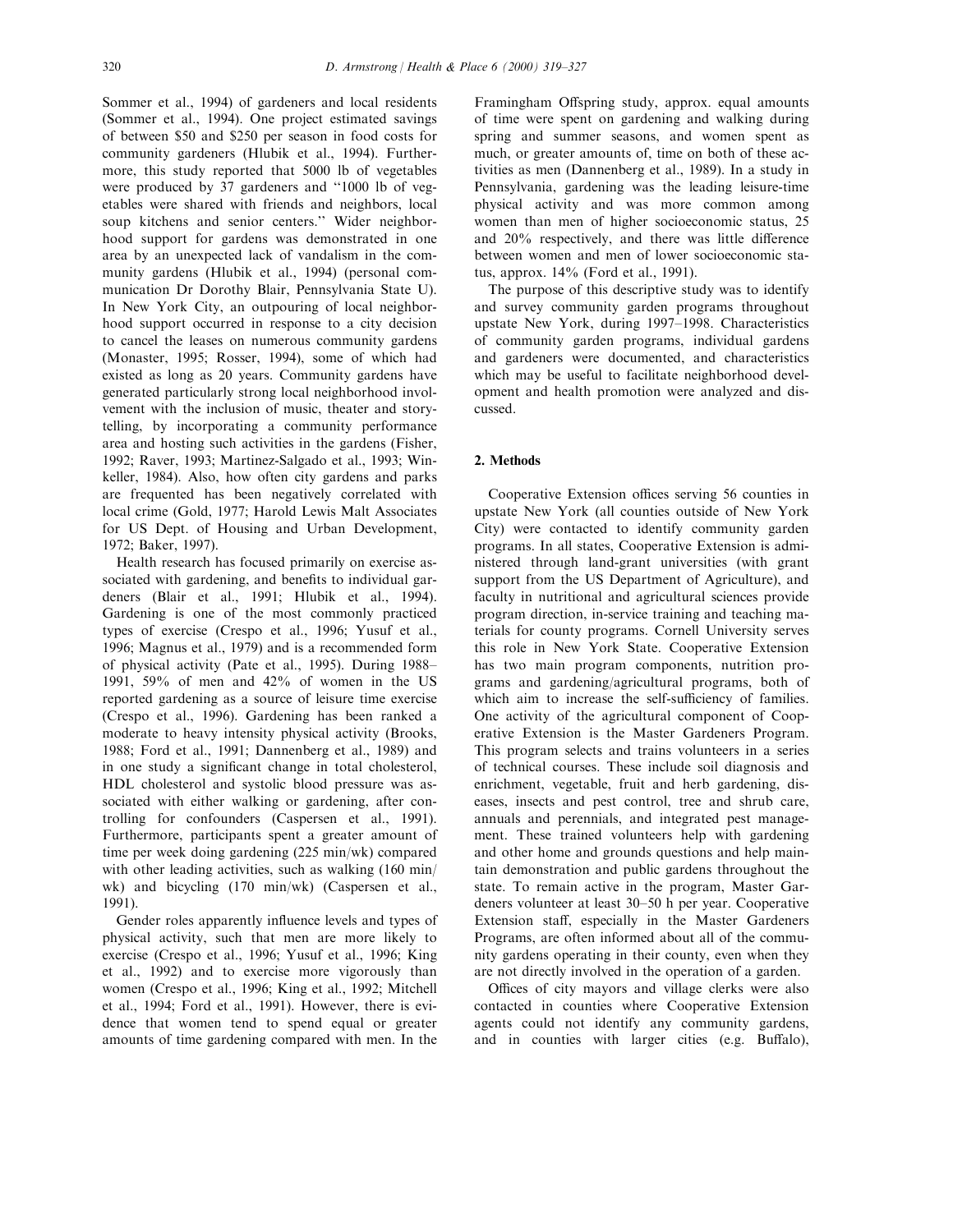Sommer et al., 1994) of gardeners and local residents (Sommer et al., 1994). One project estimated savings of between \$50 and \$250 per season in food costs for community gardeners (Hlubik et al., 1994). Furthermore, this study reported that 5000 lb of vegetables were produced by 37 gardeners and "1000 lb of vegetables were shared with friends and neighbors, local soup kitchens and senior centers." Wider neighborhood support for gardens was demonstrated in one area by an unexpected lack of vandalism in the community gardens (Hlubik et al., 1994) (personal communication Dr Dorothy Blair, Pennsylvania State U). In New York City, an outpouring of local neighborhood support occurred in response to a city decision to cancel the leases on numerous community gardens (Monaster, 1995; Rosser, 1994), some of which had existed as long as 20 years. Community gardens have generated particularly strong local neighborhood involvement with the inclusion of music, theater and storytelling, by incorporating a community performance area and hosting such activities in the gardens (Fisher, 1992; Raver, 1993; Martinez-Salgado et al., 1993; Winkeller, 1984). Also, how often city gardens and parks are frequented has been negatively correlated with local crime (Gold, 1977; Harold Lewis Malt Associates for US Dept. of Housing and Urban Development, 1972; Baker, 1997).

Health research has focused primarily on exercise associated with gardening, and benefits to individual gardeners (Blair et al., 1991; Hlubik et al., 1994). Gardening is one of the most commonly practiced types of exercise (Crespo et al., 1996; Yusuf et al., 1996; Magnus et al., 1979) and is a recommended form of physical activity (Pate et al., 1995). During 1988–1991, 59% of men and 42% of women in the US reported gardening as a source of leisure time exercise (Crespo et al., 1996). Gardening has been ranked a moderate to heavy intensity physical activity (Brooks, 1988; Ford et al., 1991; Dannenberg et al., 1989) and in one study a significant change in total cholesterol, HDL cholesterol and systolic blood pressure was associated with either walking or gardening, after controlling for confounders (Caspersen et al., 1991). Furthermore, participants spent a greater amount of time per week doing gardening (225 min/wk) compared with other leading activities, such as walking (160 min/wk) and bicycling (170 min/wk) (Caspersen et al., 1991).

Gender roles apparently influence levels and types of physical activity, such that men are more likely to exercise (Crespo et al., 1996; Yusuf et al., 1996; King et al., 1992) and to exercise more vigorously than women (Crespo et al., 1996; King et al., 1992; Mitchell et al., 1994; Ford et al., 1991). However, there is evidence that women tend to spend equal or greater amounts of time gardening compared with men. In the Framingham Offspring study, approx. equal amounts of time were spent on gardening and walking during spring and summer seasons, and women spent as much, or greater amounts of, time on both of these activities as men (Dannenberg et al., 1989). In a study in Pennsylvania, gardening was the leading leisure-time physical activity and was more common among women than men of higher socioeconomic status, 25 and 20% respectively, and there was little difference between women and men of lower socioeconomic status, approx. 14% (Ford et al., 1991).

The purpose of this descriptive study was to identify and survey community garden programs throughout upstate New York, during 1997–1998. Characteristics of community garden programs, individual gardens and gardeners were documented, and characteristics which may be useful to facilitate neighborhood development and health promotion were analyzed and discussed.

## 2. Methods

Cooperative Extension offices serving 56 counties in upstate New York (all counties outside of New York City) were contacted to identify community garden programs. In all states, Cooperative Extension is administered through land-grant universities (with grant support from the US Department of Agriculture), and faculty in nutritional and agricultural sciences provide program direction, in-service training and teaching materials for county programs. Cornell University serves this role in New York State. Cooperative Extension has two main program components, nutrition programs and gardening/agricultural programs, both of which aim to increase the self-sufficiency of families. One activity of the agricultural component of Cooperative Extension is the Master Gardeners Program. This program selects and trains volunteers in a series of technical courses. These include soil diagnosis and enrichment, vegetable, fruit and herb gardening, diseases, insects and pest control, tree and shrub care, annuals and perennials, and integrated pest management. These trained volunteers help with gardening and other home and grounds questions and help maintain demonstration and public gardens throughout the state. To remain active in the program, Master Gardeners volunteer at least 30–50 h per year. Cooperative Extension staff, especially in the Master Gardeners Programs, are often informed about all of the community gardens operating in their county, even when they are not directly involved in the operation of a garden.

Offices of city mayors and village clerks were also contacted in counties where Cooperative Extension agents could not identify any community gardens, and in counties with larger cities (e.g. Buffalo),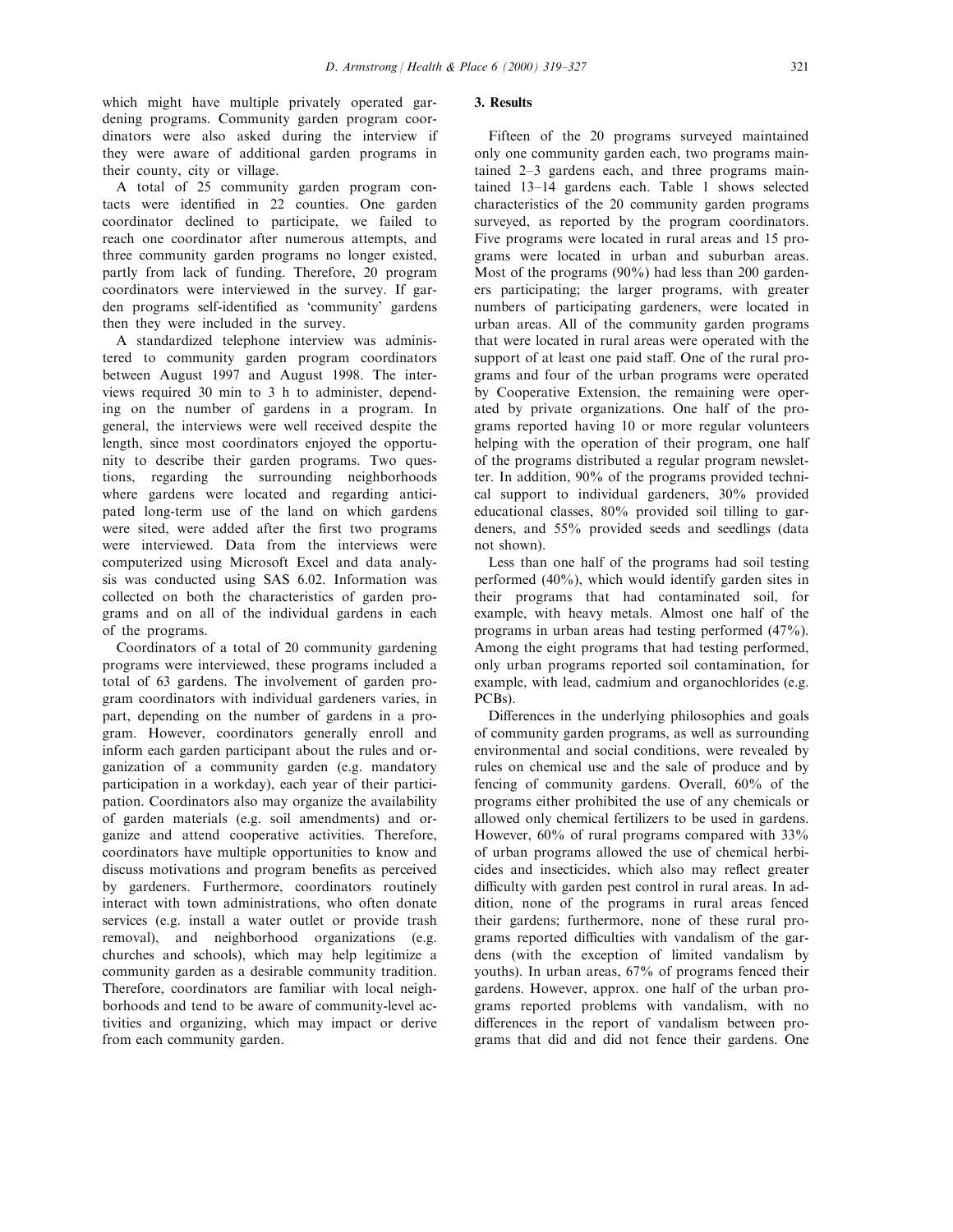which might have multiple privately operated gardening programs. Community garden program coordinators were also asked during the interview if they were aware of additional garden programs in their county, city or village.

A total of 25 community garden program contacts were identified in 22 counties. One garden coordinator declined to participate, we failed to reach one coordinator after numerous attempts, and three community garden programs no longer existed, partly from lack of funding. Therefore, 20 program coordinators were interviewed in the survey. If garden programs self-identified as 'community' gardens then they were included in the survey.

A standardized telephone interview was administered to community garden program coordinators between August 1997 and August 1998. The interviews required 30 min to 3 h to administer, depending on the number of gardens in a program. In general, the interviews were well received despite the length, since most coordinators enjoyed the opportunity to describe their garden programs. Two questions, regarding the surrounding neighborhoods where gardens were located and regarding anticipated long-term use of the land on which gardens were sited, were added after the first two programs were interviewed. Data from the interviews were computerized using Microsoft Excel and data analysis was conducted using SAS 6.02. Information was collected on both the characteristics of garden programs and on all of the individual gardens in each of the programs.

Coordinators of a total of 20 community gardening programs were interviewed, these programs included a total of 63 gardens. The involvement of garden program coordinators with individual gardeners varies, in part, depending on the number of gardens in a program. However, coordinators generally enroll and inform each garden participant about the rules and organization of a community garden (e.g. mandatory participation in a workday), each year of their participation. Coordinators also may organize the availability of garden materials (e.g. soil amendments) and organize and attend cooperative activities. Therefore, coordinators have multiple opportunities to know and discuss motivations and program benefits as perceived by gardeners. Furthermore, coordinators routinely interact with town administrations, who often donate services (e.g. install a water outlet or provide trash removal), and neighborhood organizations (e.g. churches and schools), which may help legitimize a community garden as a desirable community tradition. Therefore, coordinators are familiar with local neighborhoods and tend to be aware of community-level activities and organizing, which may impact or derive from each community garden.

## 3. Results

Fifteen of the 20 programs surveyed maintained only one community garden each, two programs maintained 2–3 gardens each, and three programs maintained 13–14 gardens each. Table 1 shows selected characteristics of the 20 community garden programs surveyed, as reported by the program coordinators. Five programs were located in rural areas and 15 programs were located in urban and suburban areas. Most of the programs (90%) had less than 200 gardeners participating; the larger programs, with greater numbers of participating gardeners, were located in urban areas. All of the community garden programs that were located in rural areas were operated with the support of at least one paid staff. One of the rural programs and four of the urban programs were operated by Cooperative Extension, the remaining were operated by private organizations. One half of the programs reported having 10 or more regular volunteers helping with the operation of their program, one half of the programs distributed a regular program newsletter. In addition, 90% of the programs provided technical support to individual gardeners, 30% provided educational classes, 80% provided soil tilling to gardeners, and 55% provided seeds and seedlings (data not shown).

Less than one half of the programs had soil testing performed (40%), which would identify garden sites in their programs that had contaminated soil, for example, with heavy metals. Almost one half of the programs in urban areas had testing performed (47%). Among the eight programs that had testing performed, only urban programs reported soil contamination, for example, with lead, cadmium and organochlorides (e.g. PCBs).

Differences in the underlying philosophies and goals of community garden programs, as well as surrounding environmental and social conditions, were revealed by rules on chemical use and the sale of produce and by fencing of community gardens. Overall, 60% of the programs either prohibited the use of any chemicals or allowed only chemical fertilizers to be used in gardens. However, 60% of rural programs compared with 33% of urban programs allowed the use of chemical herbicides and insecticides, which also may reflect greater difficulty with garden pest control in rural areas. In addition, none of the programs in rural areas fenced their gardens; furthermore, none of these rural programs reported difficulties with vandalism of the gardens (with the exception of limited vandalism by youths). In urban areas, 67% of programs fenced their gardens. However, approx. one half of the urban programs reported problems with vandalism, with no differences in the report of vandalism between programs that did and did not fence their gardens. One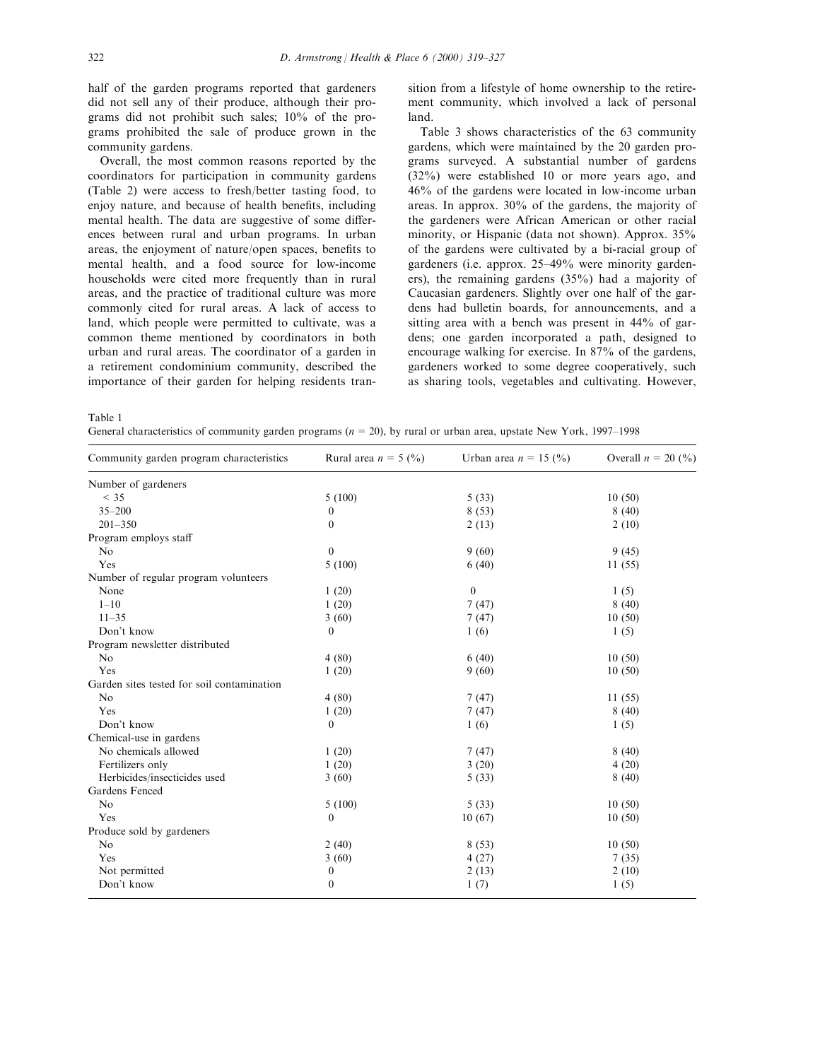half of the garden programs reported that gardeners did not sell any of their produce, although their programs did not prohibit such sales; 10% of the programs prohibited the sale of produce grown in the community gardens.

Overall, the most common reasons reported by the coordinators for participation in community gardens (Table 2) were access to fresh/better tasting food, to enjoy nature, and because of health benefits, including mental health. The data are suggestive of some differences between rural and urban programs. In urban areas, the enjoyment of nature/open spaces, benefits to mental health, and a food source for low-income households were cited more frequently than in rural areas, and the practice of traditional culture was more commonly cited for rural areas. A lack of access to land, which people were permitted to cultivate, was a common theme mentioned by coordinators in both urban and rural areas. The coordinator of a garden in a retirement condominium community, described the importance of their garden for helping residents transition from a lifestyle of home ownership to the retirement community, which involved a lack of personal land.

Table 3 shows characteristics of the 63 community gardens, which were maintained by the 20 garden programs surveyed. A substantial number of gardens (32%) were established 10 or more years ago, and 46% of the gardens were located in low-income urban areas. In approx. 30% of the gardens, the majority of the gardeners were African American or other racial minority, or Hispanic (data not shown). Approx. 35% of the gardens were cultivated by a bi-racial group of gardeners (i.e. approx. 25–49% were minority gardeners), the remaining gardens (35%) had a majority of Caucasian gardeners. Slightly over one half of the gardens had bulletin boards, for announcements, and a sitting area with a bench was present in 44% of gardens; one garden incorporated a path, designed to encourage walking for exercise. In 87% of the gardens, gardeners worked to some degree cooperatively, such as sharing tools, vegetables and cultivating. However,

Table 1
General characteristics of community garden programs ($n$ = 20), by rural or urban area, upstate New York, 1997–1998

| Community garden program characteristics | Rural area $n$ = 5 (%) | Urban area $n$ = 15 (%) | Overall $n$ = 20 (%) |
|---|---|---|---|
| Number of gardeners | | | |
| < 35 | 5 (100) | 5 (33) | 10 (50) |
| 35–200 | 0 | 8 (53) | 8 (40) |
| 201–350 | 0 | 2 (13) | 2 (10) |
| Program employs staff | | | |
| No | 0 | 9 (60) | 9 (45) |
| Yes | 5 (100) | 6 (40) | 11 (55) |
| Number of regular program volunteers | | | |
| None | 1 (20) | 0 | 1 (5) |
| 1–10 | 1 (20) | 7 (47) | 8 (40) |
| 11–35 | 3 (60) | 7 (47) | 10 (50) |
| Don't know | 0 | 1 (6) | 1 (5) |
| Program newsletter distributed | | | |
| No | 4 (80) | 6 (40) | 10 (50) |
| Yes | 1 (20) | 9 (60) | 10 (50) |
| Garden sites tested for soil contamination | | | |
| No | 4 (80) | 7 (47) | 11 (55) |
| Yes | 1 (20) | 7 (47) | 8 (40) |
| Don't know | 0 | 1 (6) | 1 (5) |
| Chemical-use in gardens | | | |
| No chemicals allowed | 1 (20) | 7 (47) | 8 (40) |
| Fertilizers only | 1 (20) | 3 (20) | 4 (20) |
| Herbicides/insecticides used | 3 (60) | 5 (33) | 8 (40) |
| Gardens Fenced | | | |
| No | 5 (100) | 5 (33) | 10 (50) |
| Yes | 0 | 10 (67) | 10 (50) |
| Produce sold by gardeners | | | |
| No | 2 (40) | 8 (53) | 10 (50) |
| Yes | 3 (60) | 4 (27) | 7 (35) |
| Not permitted | 0 | 2 (13) | 2 (10) |
| Don't know | 0 | 1 (7) | 1 (5) |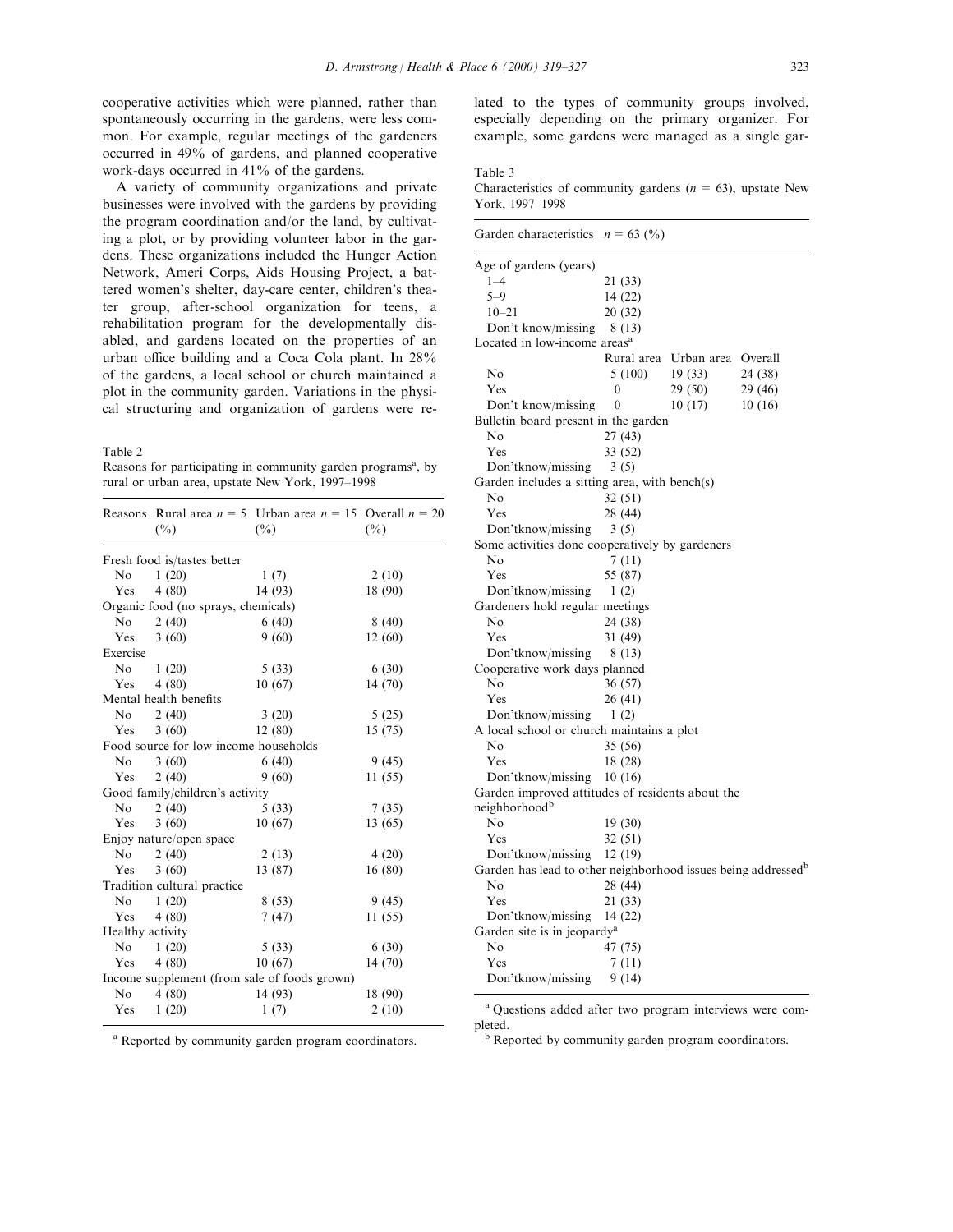cooperative activities which were planned, rather than spontaneously occurring in the gardens, were less common. For example, regular meetings of the gardeners occurred in 49% of gardens, and planned cooperative work-days occurred in 41% of the gardens.

A variety of community organizations and private businesses were involved with the gardens by providing the program coordination and/or the land, by cultivating a plot, or by providing volunteer labor in the gardens. These organizations included the Hunger Action Network, Ameri Corps, Aids Housing Project, a battered women's shelter, day-care center, children's theater group, after-school organization for teens, a rehabilitation program for the developmentally disabled, and gardens located on the properties of an urban office building and a Coca Cola plant. In 28% of the gardens, a local school or church maintained a plot in the community garden. Variations in the physical structuring and organization of gardens were related to the types of community groups involved, especially depending on the primary organizer. For example, some gardens were managed as a single gar-

Table 2
Reasons for participating in community garden programs[a], by rural or urban area, upstate New York, 1997–1998

| Reasons | Rural area $n$ = 5 (%) | Urban area $n$ = 15 (%) | Overall $n$ = 20 (%) |
|---|---|---|---|
| Fresh food is/tastes better | | | |
| No | 1 (20) | 1 (7) | 2 (10) |
| Yes | 4 (80) | 14 (93) | 18 (90) |
| Organic food (no sprays, chemicals) | | | |
| No | 2 (40) | 6 (40) | 8 (40) |
| Yes | 3 (60) | 9 (60) | 12 (60) |
| Exercise | | | |
| No | 1 (20) | 5 (33) | 6 (30) |
| Yes | 4 (80) | 10 (67) | 14 (70) |
| Mental health benefits | | | |
| No | 2 (40) | 3 (20) | 5 (25) |
| Yes | 3 (60) | 12 (80) | 15 (75) |
| Food source for low income households | | | |
| No | 3 (60) | 6 (40) | 9 (45) |
| Yes | 2 (40) | 9 (60) | 11 (55) |
| Good family/children's activity | | | |
| No | 2 (40) | 5 (33) | 7 (35) |
| Yes | 3 (60) | 10 (67) | 13 (65) |
| Enjoy nature/open space | | | |
| No | 2 (40) | 2 (13) | 4 (20) |
| Yes | 3 (60) | 13 (87) | 16 (80) |
| Tradition cultural practice | | | |
| No | 1 (20) | 8 (53) | 9 (45) |
| Yes | 4 (80) | 7 (47) | 11 (55) |
| Healthy activity | | | |
| No | 1 (20) | 5 (33) | 6 (30) |
| Yes | 4 (80) | 10 (67) | 14 (70) |
| Income supplement (from sale of foods grown) | | | |
| No | 4 (80) | 14 (93) | 18 (90) |
| Yes | 1 (20) | 1 (7) | 2 (10) |

[a] Reported by community garden program coordinators.

Table 3
Characteristics of community gardens ($n$ = 63), upstate New York, 1997–1998

| Garden characteristics | $n$ = 63 (%) | | |
|---|---|---|---|
| Age of gardens (years) | | | |
| 1–4 | 21 (33) | | |
| 5–9 | 14 (22) | | |
| 10–21 | 20 (32) | | |
| Don't know/missing | 8 (13) | | |
| Located in low-income areas[a] | | | |
| | Rural area | Urban area | Overall |
| No | 5 (100) | 19 (33) | 24 (38) |
| Yes | 0 | 29 (50) | 29 (46) |
| Don't know/missing | 0 | 10 (17) | 10 (16) |
| Bulletin board present in the garden | | | |
| No | 27 (43) | | |
| Yes | 33 (52) | | |
| Don'tknow/missing | 3 (5) | | |
| Garden includes a sitting area, with bench(s) | | | |
| No | 32 (51) | | |
| Yes | 28 (44) | | |
| Don'tknow/missing | 3 (5) | | |
| Some activities done cooperatively by gardeners | | | |
| No | 7 (11) | | |
| Yes | 55 (87) | | |
| Don'tknow/missing | 1 (2) | | |
| Gardeners hold regular meetings | | | |
| No | 24 (38) | | |
| Yes | 31 (49) | | |
| Don'tknow/missing | 8 (13) | | |
| Cooperative work days planned | | | |
| No | 36 (57) | | |
| Yes | 26 (41) | | |
| Don'tknow/missing | 1 (2) | | |
| A local school or church maintains a plot | | | |
| No | 35 (56) | | |
| Yes | 18 (28) | | |
| Don'tknow/missing | 10 (16) | | |
| Garden improved attitudes of residents about the neighborhood[b] | | | |
| No | 19 (30) | | |
| Yes | 32 (51) | | |
| Don'tknow/missing | 12 (19) | | |
| Garden has lead to other neighborhood issues being addressed[b] | | | |
| No | 28 (44) | | |
| Yes | 21 (33) | | |
| Don'tknow/missing | 14 (22) | | |
| Garden site is in jeopardy[a] | | | |
| No | 47 (75) | | |
| Yes | 7 (11) | | |
| Don'tknow/missing | 9 (14) | | |

[a] Questions added after two program interviews were completed.
[b] Reported by community garden program coordinators.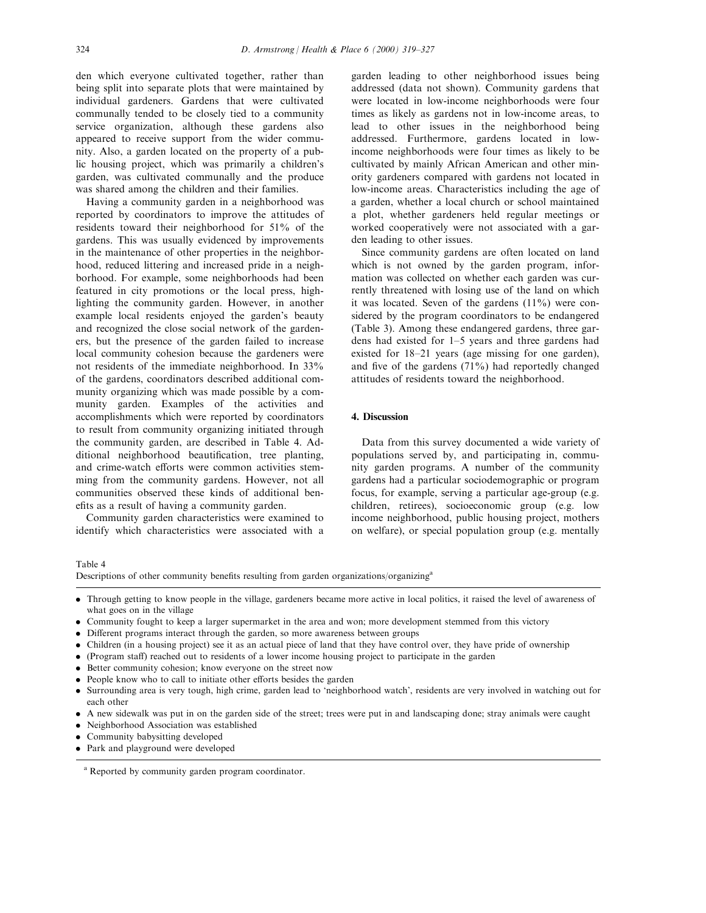den which everyone cultivated together, rather than being split into separate plots that were maintained by individual gardeners. Gardens that were cultivated communally tended to be closely tied to a community service organization, although these gardens also appeared to receive support from the wider community. Also, a garden located on the property of a public housing project, which was primarily a children's garden, was cultivated communally and the produce was shared among the children and their families.

Having a community garden in a neighborhood was reported by coordinators to improve the attitudes of residents toward their neighborhood for 51% of the gardens. This was usually evidenced by improvements in the maintenance of other properties in the neighborhood, reduced littering and increased pride in a neighborhood. For example, some neighborhoods had been featured in city promotions or the local press, highlighting the community garden. However, in another example local residents enjoyed the garden's beauty and recognized the close social network of the gardeners, but the presence of the garden failed to increase local community cohesion because the gardeners were not residents of the immediate neighborhood. In 33% of the gardens, coordinators described additional community organizing which was made possible by a community garden. Examples of the activities and accomplishments which were reported by coordinators to result from community organizing initiated through the community garden, are described in Table 4. Additional neighborhood beautification, tree planting, and crime-watch efforts were common activities stemming from the community gardens. However, not all communities observed these kinds of additional benefits as a result of having a community garden.

Community garden characteristics were examined to identify which characteristics were associated with a garden leading to other neighborhood issues being addressed (data not shown). Community gardens that were located in low-income neighborhoods were four times as likely as gardens not in low-income areas, to lead to other issues in the neighborhood being addressed. Furthermore, gardens located in low-income neighborhoods were four times as likely to be cultivated by mainly African American and other minority gardeners compared with gardens not located in low-income areas. Characteristics including the age of a garden, whether a local church or school maintained a plot, whether gardeners held regular meetings or worked cooperatively were not associated with a garden leading to other issues.

Since community gardens are often located on land which is not owned by the garden program, information was collected on whether each garden was currently threatened with losing use of the land on which it was located. Seven of the gardens (11%) were considered by the program coordinators to be endangered (Table 3). Among these endangered gardens, three gardens had existed for 1–5 years and three gardens had existed for 18–21 years (age missing for one garden), and five of the gardens (71%) had reportedly changed attitudes of residents toward the neighborhood.

## 4. Discussion

Data from this survey documented a wide variety of populations served by, and participating in, community garden programs. A number of the community gardens had a particular sociodemographic or program focus, for example, serving a particular age-group (e.g. children, retirees), socioeconomic group (e.g. low income neighborhood, public housing project, mothers on welfare), or special population group (e.g. mentally

Table 4
Descriptions of other community benefits resulting from garden organizations/organizing[a]

- Through getting to know people in the village, gardeners became more active in local politics, it raised the level of awareness of what goes on in the village
- Community fought to keep a larger supermarket in the area and won; more development stemmed from this victory
- Different programs interact through the garden, so more awareness between groups
- Children (in a housing project) see it as an actual piece of land that they have control over, they have pride of ownership
- (Program staff) reached out to residents of a lower income housing project to participate in the garden
- Better community cohesion; know everyone on the street now
- People know who to call to initiate other efforts besides the garden
- Surrounding area is very tough, high crime, garden lead to 'neighborhood watch', residents are very involved in watching out for each other
- A new sidewalk was put in on the garden side of the street; trees were put in and landscaping done; stray animals were caught
- Neighborhood Association was established
- Community babysitting developed
- Park and playground were developed

[a] Reported by community garden program coordinator.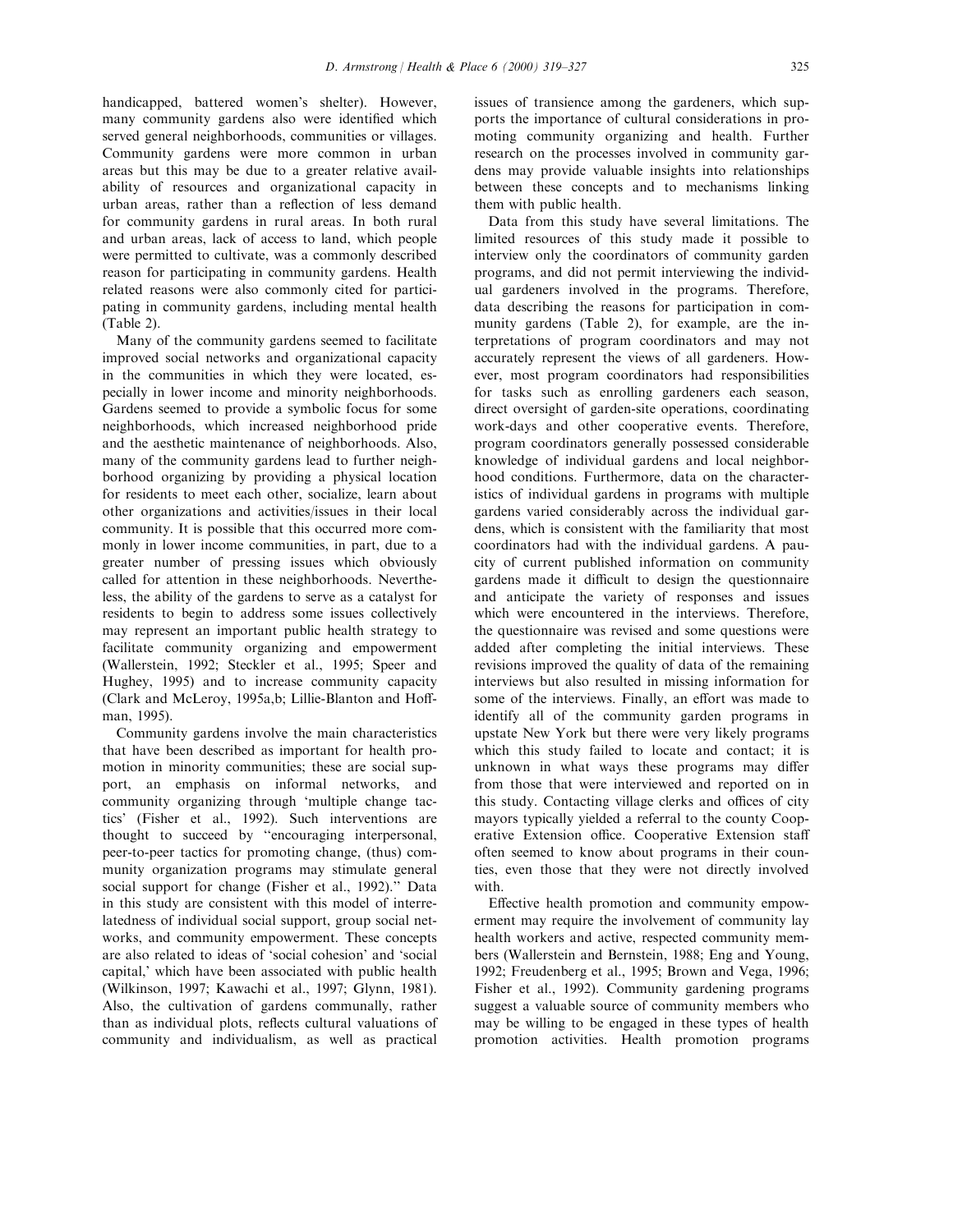handicapped, battered women's shelter). However, many community gardens also were identified which served general neighborhoods, communities or villages. Community gardens were more common in urban areas but this may be due to a greater relative availability of resources and organizational capacity in urban areas, rather than a reflection of less demand for community gardens in rural areas. In both rural and urban areas, lack of access to land, which people were permitted to cultivate, was a commonly described reason for participating in community gardens. Health related reasons were also commonly cited for participating in community gardens, including mental health (Table 2).

Many of the community gardens seemed to facilitate improved social networks and organizational capacity in the communities in which they were located, especially in lower income and minority neighborhoods. Gardens seemed to provide a symbolic focus for some neighborhoods, which increased neighborhood pride and the aesthetic maintenance of neighborhoods. Also, many of the community gardens lead to further neighborhood organizing by providing a physical location for residents to meet each other, socialize, learn about other organizations and activities/issues in their local community. It is possible that this occurred more commonly in lower income communities, in part, due to a greater number of pressing issues which obviously called for attention in these neighborhoods. Nevertheless, the ability of the gardens to serve as a catalyst for residents to begin to address some issues collectively may represent an important public health strategy to facilitate community organizing and empowerment (Wallerstein, 1992; Steckler et al., 1995; Speer and Hughey, 1995) and to increase community capacity (Clark and McLeroy, 1995a,b; Lillie-Blanton and Hoffman, 1995).

Community gardens involve the main characteristics that have been described as important for health promotion in minority communities; these are social support, an emphasis on informal networks, and community organizing through 'multiple change tactics' (Fisher et al., 1992). Such interventions are thought to succeed by "encouraging interpersonal, peer-to-peer tactics for promoting change, (thus) community organization programs may stimulate general social support for change (Fisher et al., 1992)." Data in this study are consistent with this model of interrelatedness of individual social support, group social networks, and community empowerment. These concepts are also related to ideas of 'social cohesion' and 'social capital,' which have been associated with public health (Wilkinson, 1997; Kawachi et al., 1997; Glynn, 1981). Also, the cultivation of gardens communally, rather than as individual plots, reflects cultural valuations of community and individualism, as well as practical issues of transience among the gardeners, which supports the importance of cultural considerations in promoting community organizing and health. Further research on the processes involved in community gardens may provide valuable insights into relationships between these concepts and to mechanisms linking them with public health.

Data from this study have several limitations. The limited resources of this study made it possible to interview only the coordinators of community garden programs, and did not permit interviewing the individual gardeners involved in the programs. Therefore, data describing the reasons for participation in community gardens (Table 2), for example, are the interpretations of program coordinators and may not accurately represent the views of all gardeners. However, most program coordinators had responsibilities for tasks such as enrolling gardeners each season, direct oversight of garden-site operations, coordinating work-days and other cooperative events. Therefore, program coordinators generally possessed considerable knowledge of individual gardens and local neighborhood conditions. Furthermore, data on the characteristics of individual gardens in programs with multiple gardens varied considerably across the individual gardens, which is consistent with the familiarity that most coordinators had with the individual gardens. A paucity of current published information on community gardens made it difficult to design the questionnaire and anticipate the variety of responses and issues which were encountered in the interviews. Therefore, the questionnaire was revised and some questions were added after completing the initial interviews. These revisions improved the quality of data of the remaining interviews but also resulted in missing information for some of the interviews. Finally, an effort was made to identify all of the community garden programs in upstate New York but there were very likely programs which this study failed to locate and contact; it is unknown in what ways these programs may differ from those that were interviewed and reported on in this study. Contacting village clerks and offices of city mayors typically yielded a referral to the county Cooperative Extension office. Cooperative Extension staff often seemed to know about programs in their counties, even those that they were not directly involved with.

Effective health promotion and community empowerment may require the involvement of community lay health workers and active, respected community members (Wallerstein and Bernstein, 1988; Eng and Young, 1992; Freudenberg et al., 1995; Brown and Vega, 1996; Fisher et al., 1992). Community gardening programs suggest a valuable source of community members who may be willing to be engaged in these types of health promotion activities. Health promotion programs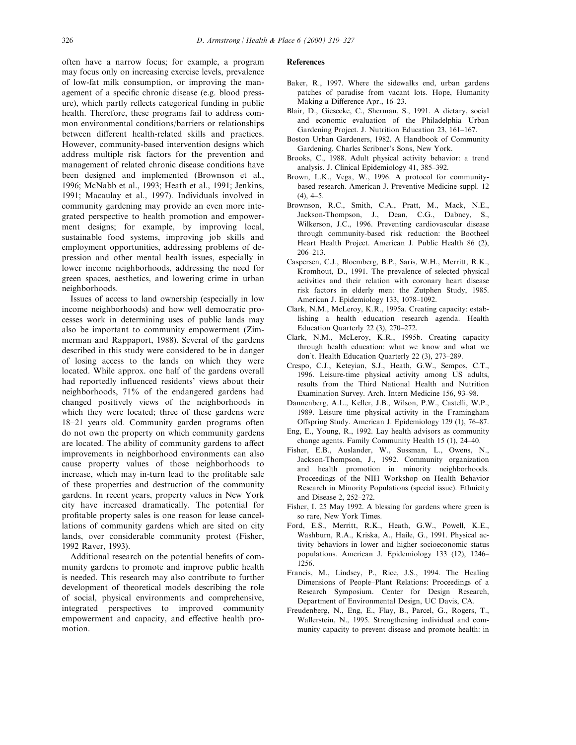often have a narrow focus; for example, a program may focus only on increasing exercise levels, prevalence of low-fat milk consumption, or improving the management of a specific chronic disease (e.g. blood pressure), which partly reflects categorical funding in public health. Therefore, these programs fail to address common environmental conditions/barriers or relationships between different health-related skills and practices. However, community-based intervention designs which address multiple risk factors for the prevention and management of related chronic disease conditions have been designed and implemented (Brownson et al., 1996; McNabb et al., 1993; Heath et al., 1991; Jenkins, 1991; Macaulay et al., 1997). Individuals involved in community gardening may provide an even more integrated perspective to health promotion and empowerment designs; for example, by improving local, sustainable food systems, improving job skills and employment opportunities, addressing problems of depression and other mental health issues, especially in lower income neighborhoods, addressing the need for green spaces, aesthetics, and lowering crime in urban neighborhoods.

Issues of access to land ownership (especially in low income neighborhoods) and how well democratic processes work in determining uses of public lands may also be important to community empowerment (Zimmerman and Rappaport, 1988). Several of the gardens described in this study were considered to be in danger of losing access to the lands on which they were located. While approx. one half of the gardens overall had reportedly influenced residents' views about their neighborhoods, 71% of the endangered gardens had changed positively views of the neighborhoods in which they were located; three of these gardens were 18–21 years old. Community garden programs often do not own the property on which community gardens are located. The ability of community gardens to affect improvements in neighborhood environments can also cause property values of those neighborhoods to increase, which may in-turn lead to the profitable sale of these properties and destruction of the community gardens. In recent years, property values in New York city have increased dramatically. The potential for profitable property sales is one reason for lease cancellations of community gardens which are sited on city lands, over considerable community protest (Fisher, 1992 Raver, 1993).

Additional research on the potential benefits of community gardens to promote and improve public health is needed. This research may also contribute to further development of theoretical models describing the role of social, physical environments and comprehensive, integrated perspectives to improved community empowerment and capacity, and effective health promotion.

## References

Baker, R., 1997. Where the sidewalks end, urban gardens patches of paradise from vacant lots. Hope, Humanity Making a Difference Apr., 16–23.

Blair, D., Giesecke, C., Sherman, S., 1991. A dietary, social and economic evaluation of the Philadelphia Urban Gardening Project. J. Nutrition Education 23, 161–167.

Boston Urban Gardeners, 1982. A Handbook of Community Gardening. Charles Scribner's Sons, New York.

Brooks, C., 1988. Adult physical activity behavior: a trend analysis. J. Clinical Epidemiology 41, 385–392.

Brown, L.K., Vega, W., 1996. A protocol for community-based research. American J. Preventive Medicine suppl. 12 (4), 4–5.

Brownson, R.C., Smith, C.A., Pratt, M., Mack, N.E., Jackson-Thompson, J., Dean, C.G., Dabney, S., Wilkerson, J.C., 1996. Preventing cardiovascular disease through community-based risk reduction: the Bootheel Heart Health Project. American J. Public Health 86 (2), 206–213.

Caspersen, C.J., Bloemberg, B.P., Saris, W.H., Merritt, R.K., Kromhout, D., 1991. The prevalence of selected physical activities and their relation with coronary heart disease risk factors in elderly men: the Zutphen Study, 1985. American J. Epidemiology 133, 1078–1092.

Clark, N.M., McLeroy, K.R., 1995a. Creating capacity: establishing a health education research agenda. Health Education Quarterly 22 (3), 270–272.

Clark, N.M., McLeroy, K.R., 1995b. Creating capacity through health education: what we know and what we don't. Health Education Quarterly 22 (3), 273–289.

Crespo, C.J., Keteyian, S.J., Heath, G.W., Sempos, C.T., 1996. Leisure-time physical activity among US adults, results from the Third National Health and Nutrition Examination Survey. Arch. Intern Medicine 156, 93–98.

Dannenberg, A.L., Keller, J.B., Wilson, P.W., Castelli, W.P., 1989. Leisure time physical activity in the Framingham Offspring Study. American J. Epidemiology 129 (1), 76–87.

Eng, E., Young, R., 1992. Lay health advisors as community change agents. Family Community Health 15 (1), 24–40.

Fisher, E.B., Auslander, W., Sussman, L., Owens, N., Jackson-Thompson, J., 1992. Community organization and health promotion in minority neighborhoods. Proceedings of the NIH Workshop on Health Behavior Research in Minority Populations (special issue). Ethnicity and Disease 2, 252–272.

Fisher, I. 25 May 1992. A blessing for gardens where green is so rare, New York Times.

Ford, E.S., Merritt, R.K., Heath, G.W., Powell, K.E., Washburn, R.A., Kriska, A., Haile, G., 1991. Physical activity behaviors in lower and higher socioeconomic status populations. American J. Epidemiology 133 (12), 1246–1256.

Francis, M., Lindsey, P., Rice, J.S., 1994. The Healing Dimensions of People–Plant Relations: Proceedings of a Research Symposium. Center for Design Research, Department of Environmental Design, UC Davis, CA.

Freudenberg, N., Eng, E., Flay, B., Parcel, G., Rogers, T., Wallerstein, N., 1995. Strengthening individual and community capacity to prevent disease and promote health: in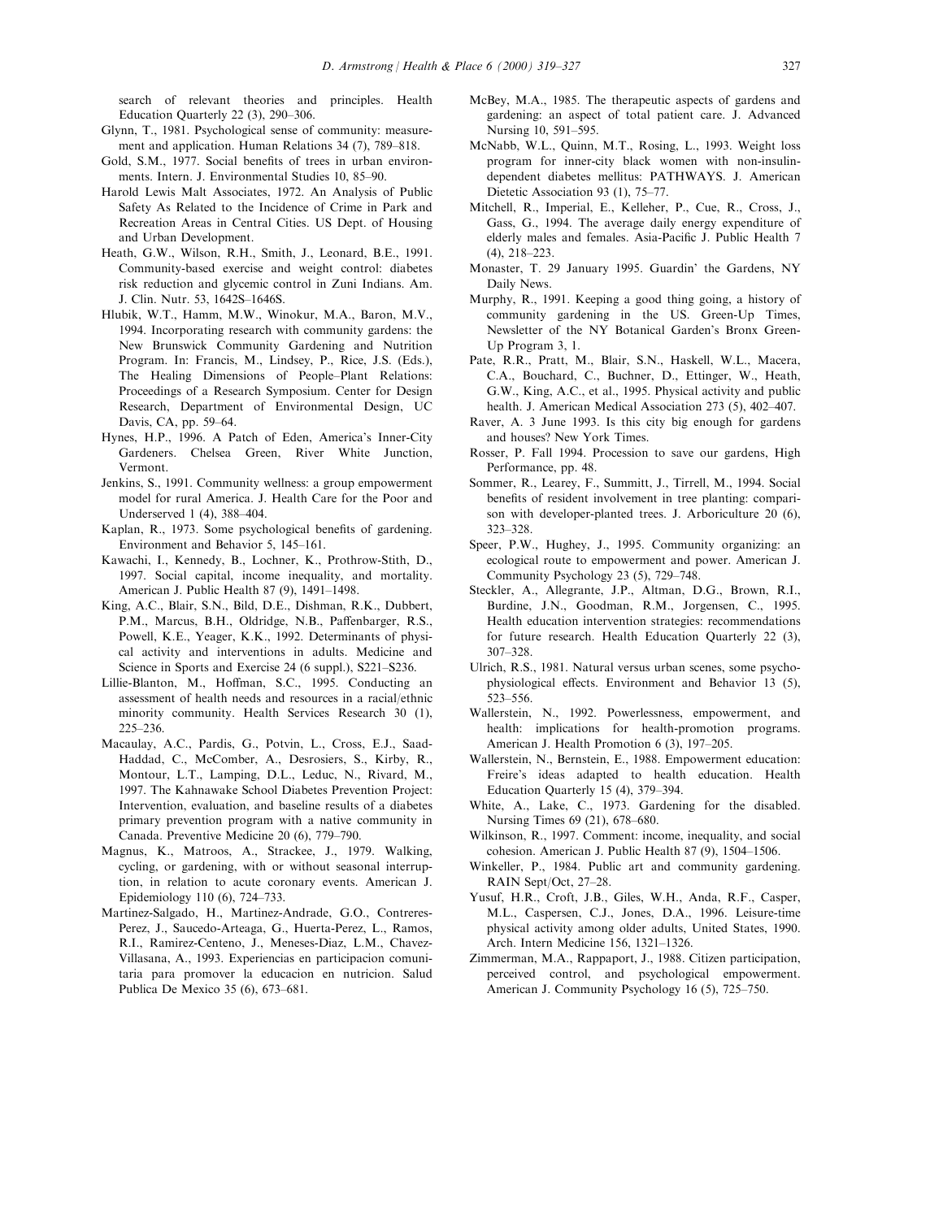search of relevant theories and principles. Health Education Quarterly 22 (3), 290–306.

Glynn, T., 1981. Psychological sense of community: measurement and application. Human Relations 34 (7), 789–818.

Gold, S.M., 1977. Social benefits of trees in urban environments. Intern. J. Environmental Studies 10, 85–90.

Harold Lewis Malt Associates, 1972. An Analysis of Public Safety As Related to the Incidence of Crime in Park and Recreation Areas in Central Cities. US Dept. of Housing and Urban Development.

Heath, G.W., Wilson, R.H., Smith, J., Leonard, B.E., 1991. Community-based exercise and weight control: diabetes risk reduction and glycemic control in Zuni Indians. Am. J. Clin. Nutr. 53, 1642S–1646S.

Hlubik, W.T., Hamm, M.W., Winokur, M.A., Baron, M.V., 1994. Incorporating research with community gardens: the New Brunswick Community Gardening and Nutrition Program. In: Francis, M., Lindsey, P., Rice, J.S. (Eds.), The Healing Dimensions of People–Plant Relations: Proceedings of a Research Symposium. Center for Design Research, Department of Environmental Design, UC Davis, CA, pp. 59–64.

Hynes, H.P., 1996. A Patch of Eden, America's Inner-City Gardeners. Chelsea Green, River White Junction, Vermont.

Jenkins, S., 1991. Community wellness: a group empowerment model for rural America. J. Health Care for the Poor and Underserved 1 (4), 388–404.

Kaplan, R., 1973. Some psychological benefits of gardening. Environment and Behavior 5, 145–161.

Kawachi, I., Kennedy, B., Lochner, K., Prothrow-Stith, D., 1997. Social capital, income inequality, and mortality. American J. Public Health 87 (9), 1491–1498.

King, A.C., Blair, S.N., Bild, D.E., Dishman, R.K., Dubbert, P.M., Marcus, B.H., Oldridge, N.B., Paffenbarger, R.S., Powell, K.E., Yeager, K.K., 1992. Determinants of physical activity and interventions in adults. Medicine and Science in Sports and Exercise 24 (6 suppl.), S221–S236.

Lillie-Blanton, M., Hoffman, S.C., 1995. Conducting an assessment of health needs and resources in a racial/ethnic minority community. Health Services Research 30 (1), 225–236.

Macaulay, A.C., Pardis, G., Potvin, L., Cross, E.J., Saad-Haddad, C., McComber, A., Desrosiers, S., Kirby, R., Montour, L.T., Lamping, D.L., Leduc, N., Rivard, M., 1997. The Kahnawake School Diabetes Prevention Project: Intervention, evaluation, and baseline results of a diabetes primary prevention program with a native community in Canada. Preventive Medicine 20 (6), 779–790.

Magnus, K., Matroos, A., Strackee, J., 1979. Walking, cycling, or gardening, with or without seasonal interruption, in relation to acute coronary events. American J. Epidemiology 110 (6), 724–733.

Martinez-Salgado, H., Martinez-Andrade, G.O., Contreres-Perez, J., Saucedo-Arteaga, G., Huerta-Perez, L., Ramos, R.I., Ramirez-Centeno, J., Meneses-Diaz, L.M., Chavez-Villasana, A., 1993. Experiencias en participacion comunitaria para promover la educacion en nutricion. Salud Publica De Mexico 35 (6), 673–681.

McBey, M.A., 1985. The therapeutic aspects of gardens and gardening: an aspect of total patient care. J. Advanced Nursing 10, 591–595.

McNabb, W.L., Quinn, M.T., Rosing, L., 1993. Weight loss program for inner-city black women with non-insulin-dependent diabetes mellitus: PATHWAYS. J. American Dietetic Association 93 (1), 75–77.

Mitchell, R., Imperial, E., Kelleher, P., Cue, R., Cross, J., Gass, G., 1994. The average daily energy expenditure of elderly males and females. Asia-Pacific J. Public Health 7 (4), 218–223.

Monaster, T. 29 January 1995. Guardin' the Gardens, NY Daily News.

Murphy, R., 1991. Keeping a good thing going, a history of community gardening in the US. Green-Up Times, Newsletter of the NY Botanical Garden's Bronx Green-Up Program 3, 1.

Pate, R.R., Pratt, M., Blair, S.N., Haskell, W.L., Macera, C.A., Bouchard, C., Buchner, D., Ettinger, W., Heath, G.W., King, A.C., et al., 1995. Physical activity and public health. J. American Medical Association 273 (5), 402–407.

Raver, A. 3 June 1993. Is this city big enough for gardens and houses? New York Times.

Rosser, P. Fall 1994. Procession to save our gardens, High Performance, pp. 48.

Sommer, R., Learey, F., Summitt, J., Tirrell, M., 1994. Social benefits of resident involvement in tree planting: comparison with developer-planted trees. J. Arboriculture 20 (6), 323–328.

Speer, P.W., Hughey, J., 1995. Community organizing: an ecological route to empowerment and power. American J. Community Psychology 23 (5), 729–748.

Steckler, A., Allegrante, J.P., Altman, D.G., Brown, R.I., Burdine, J.N., Goodman, R.M., Jorgensen, C., 1995. Health education intervention strategies: recommendations for future research. Health Education Quarterly 22 (3), 307–328.

Ulrich, R.S., 1981. Natural versus urban scenes, some psychophysiological effects. Environment and Behavior 13 (5), 523–556.

Wallerstein, N., 1992. Powerlessness, empowerment, and health: implications for health-promotion programs. American J. Health Promotion 6 (3), 197–205.

Wallerstein, N., Bernstein, E., 1988. Empowerment education: Freire's ideas adapted to health education. Health Education Quarterly 15 (4), 379–394.

White, A., Lake, C., 1973. Gardening for the disabled. Nursing Times 69 (21), 678–680.

Wilkinson, R., 1997. Comment: income, inequality, and social cohesion. American J. Public Health 87 (9), 1504–1506.

Winkeller, P., 1984. Public art and community gardening. RAIN Sept/Oct, 27–28.

Yusuf, H.R., Croft, J.B., Giles, W.H., Anda, R.F., Casper, M.L., Caspersen, C.J., Jones, D.A., 1996. Leisure-time physical activity among older adults, United States, 1990. Arch. Intern Medicine 156, 1321–1326.

Zimmerman, M.A., Rappaport, J., 1988. Citizen participation, perceived control, and psychological empowerment. American J. Community Psychology 16 (5), 725–750.